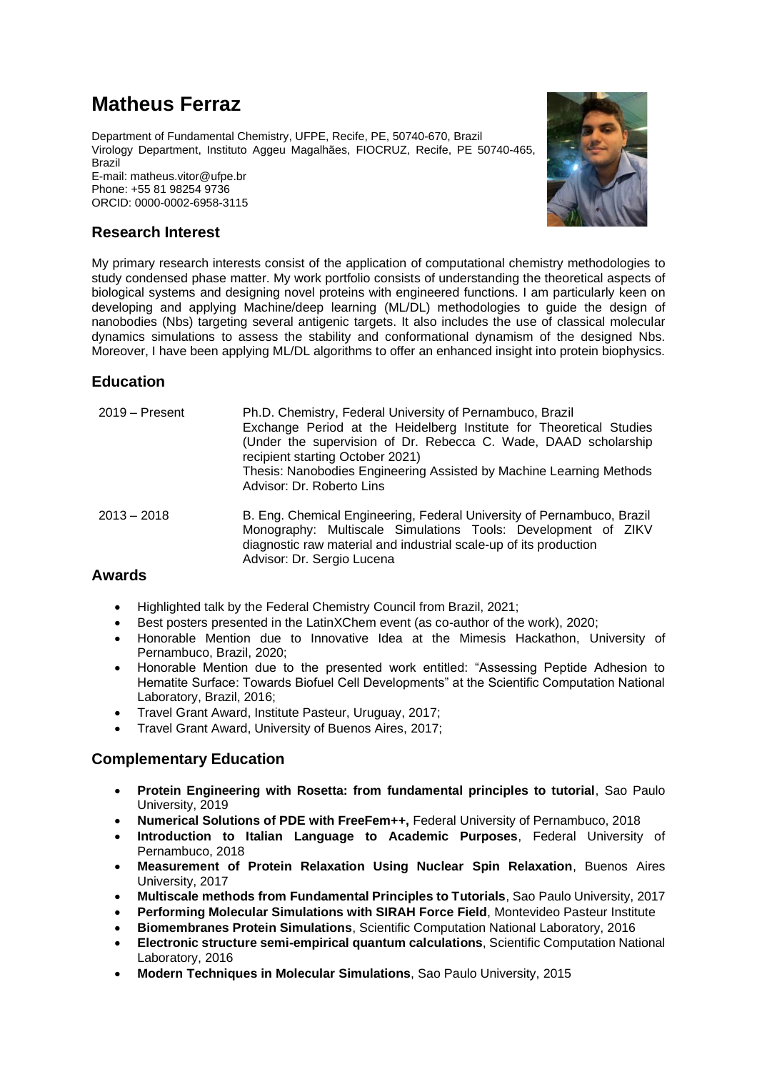# Matheus Ferraz

Department of Fundamental Chemistry, UFPE, Recife, PE, 50740-670, Brazil
Virology Department, Instituto Aggeu Magalhães, FIOCRUZ, Recife, PE 50740-465, Brazil
E-mail: matheus.vitor@ufpe.br
Phone: +55 81 98254 9736
ORCID: 0000-0002-6958-3115

## Research Interest

My primary research interests consist of the application of computational chemistry methodologies to study condensed phase matter. My work portfolio consists of understanding the theoretical aspects of biological systems and designing novel proteins with engineered functions. I am particularly keen on developing and applying Machine/deep learning (ML/DL) methodologies to guide the design of nanobodies (Nbs) targeting several antigenic targets. It also includes the use of classical molecular dynamics simulations to assess the stability and conformational dynamism of the designed Nbs. Moreover, I have been applying ML/DL algorithms to offer an enhanced insight into protein biophysics.

## Education

| | |
|---|---|
| 2019 – Present | Ph.D. Chemistry, Federal University of Pernambuco, Brazil<br>Exchange Period at the Heidelberg Institute for Theoretical Studies (Under the supervision of Dr. Rebecca C. Wade, DAAD scholarship recipient starting October 2021)<br>Thesis: Nanobodies Engineering Assisted by Machine Learning Methods<br>Advisor: Dr. Roberto Lins |
| 2013 – 2018 | B. Eng. Chemical Engineering, Federal University of Pernambuco, Brazil<br>Monography: Multiscale Simulations Tools: Development of ZIKV diagnostic raw material and industrial scale-up of its production<br>Advisor: Dr. Sergio Lucena |

## Awards

- Highlighted talk by the Federal Chemistry Council from Brazil, 2021;
- Best posters presented in the LatinXChem event (as co-author of the work), 2020;
- Honorable Mention due to Innovative Idea at the Mimesis Hackathon, University of Pernambuco, Brazil, 2020;
- Honorable Mention due to the presented work entitled: "Assessing Peptide Adhesion to Hematite Surface: Towards Biofuel Cell Developments" at the Scientific Computation National Laboratory, Brazil, 2016;
- Travel Grant Award, Institute Pasteur, Uruguay, 2017;
- Travel Grant Award, University of Buenos Aires, 2017;

## Complementary Education

- **Protein Engineering with Rosetta: from fundamental principles to tutorial**, Sao Paulo University, 2019
- **Numerical Solutions of PDE with FreeFem++,** Federal University of Pernambuco, 2018
- **Introduction to Italian Language to Academic Purposes**, Federal University of Pernambuco, 2018
- **Measurement of Protein Relaxation Using Nuclear Spin Relaxation**, Buenos Aires University, 2017
- **Multiscale methods from Fundamental Principles to Tutorials**, Sao Paulo University, 2017
- **Performing Molecular Simulations with SIRAH Force Field**, Montevideo Pasteur Institute
- **Biomembranes Protein Simulations**, Scientific Computation National Laboratory, 2016
- **Electronic structure semi-empirical quantum calculations**, Scientific Computation National Laboratory, 2016
- **Modern Techniques in Molecular Simulations**, Sao Paulo University, 2015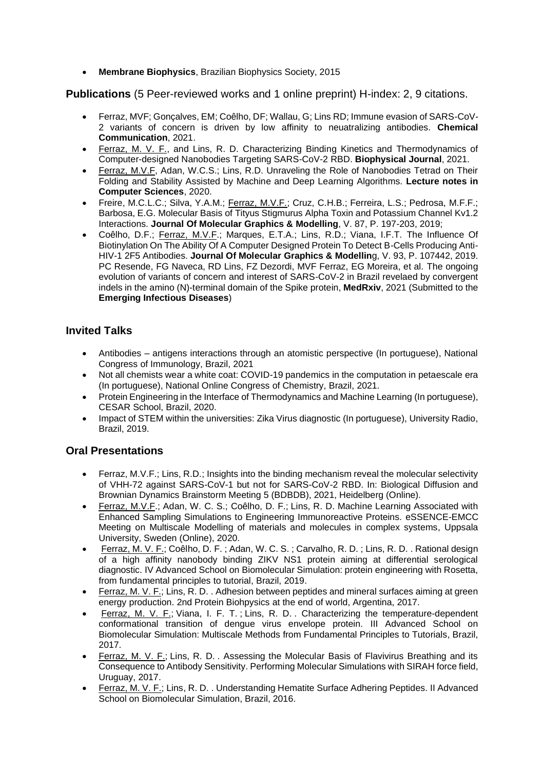- **Membrane Biophysics**, Brazilian Biophysics Society, 2015

**Publications** (5 Peer-reviewed works and 1 online preprint) H-index: 2, 9 citations.

- Ferraz, MVF; Gonçalves, EM; Coêlho, DF; Wallau, G; Lins RD; Immune evasion of SARS-CoV-2 variants of concern is driven by low affinity to neuatralizing antibodies. **Chemical Communication**, 2021.
- Ferraz, M. V. F., and Lins, R. D. Characterizing Binding Kinetics and Thermodynamics of Computer-designed Nanobodies Targeting SARS-CoV-2 RBD. **Biophysical Journal**, 2021.
- Ferraz, M.V.F, Adan, W.C.S.; Lins, R.D. Unraveling the Role of Nanobodies Tetrad on Their Folding and Stability Assisted by Machine and Deep Learning Algorithms. **Lecture notes in Computer Sciences**, 2020.
- Freire, M.C.L.C.; Silva, Y.A.M.; Ferraz, M.V.F.; Cruz, C.H.B.; Ferreira, L.S.; Pedrosa, M.F.F.; Barbosa, E.G. Molecular Basis of Tityus Stigmurus Alpha Toxin and Potassium Channel Kv1.2 Interactions. **Journal Of Molecular Graphics & Modelling**, V. 87, P. 197-203, 2019;
- Coêlho, D.F.; Ferraz, M.V.F.; Marques, E.T.A.; Lins, R.D.; Viana, I.F.T. The Influence Of Biotinylation On The Ability Of A Computer Designed Protein To Detect B-Cells Producing Anti-HIV-1 2F5 Antibodies. **Journal Of Molecular Graphics & Modellin**g, V. 93, P. 107442, 2019. PC Resende, FG Naveca, RD Lins, FZ Dezordi, MVF Ferraz, EG Moreira, et al. The ongoing evolution of variants of concern and interest of SARS-CoV-2 in Brazil revelaed by convergent indels in the amino (N)-terminal domain of the Spike protein, **MedRxiv**, 2021 (Submitted to the **Emerging Infectious Diseases**)

## Invited Talks

- Antibodies – antigens interactions through an atomistic perspective (In portuguese), National Congress of Immunology, Brazil, 2021
- Not all chemists wear a white coat: COVID-19 pandemics in the computation in petaescale era (In portuguese), National Online Congress of Chemistry, Brazil, 2021.
- Protein Engineering in the Interface of Thermodynamics and Machine Learning (In portuguese), CESAR School, Brazil, 2020.
- Impact of STEM within the universities: Zika Virus diagnostic (In portuguese), University Radio, Brazil, 2019.

## Oral Presentations

- Ferraz, M.V.F.; Lins, R.D.; Insights into the binding mechanism reveal the molecular selectivity of VHH-72 against SARS-CoV-1 but not for SARS-CoV-2 RBD. In: Biological Diffusion and Brownian Dynamics Brainstorm Meeting 5 (BDBDB), 2021, Heidelberg (Online).
- Ferraz, M.V.F.; Adan, W. C. S.; Coêlho, D. F.; Lins, R. D. Machine Learning Associated with Enhanced Sampling Simulations to Engineering Immunoreactive Proteins. eSSENCE-EMCC Meeting on Multiscale Modelling of materials and molecules in complex systems, Uppsala University, Sweden (Online), 2020.
- Ferraz, M. V. F.; Coêlho, D. F. ; Adan, W. C. S. ; Carvalho, R. D. ; Lins, R. D. . Rational design of a high affinity nanobody binding ZIKV NS1 protein aiming at differential serological diagnostic. IV Advanced School on Biomolecular Simulation: protein engineering with Rosetta, from fundamental principles to tutorial, Brazil, 2019.
- Ferraz, M. V. F.; Lins, R. D. . Adhesion between peptides and mineral surfaces aiming at green energy production. 2nd Protein Biohpysics at the end of world, Argentina, 2017.
- Ferraz, M. V. F.; Viana, I. F. T. ; Lins, R. D. . Characterizing the temperature-dependent conformational transition of dengue virus envelope protein. III Advanced School on Biomolecular Simulation: Multiscale Methods from Fundamental Principles to Tutorials, Brazil, 2017.
- Ferraz, M. V. F.; Lins, R. D. . Assessing the Molecular Basis of Flavivirus Breathing and its Consequence to Antibody Sensitivity. Performing Molecular Simulations with SIRAH force field, Uruguay, 2017.
- Ferraz, M. V. F.; Lins, R. D. . Understanding Hematite Surface Adhering Peptides. II Advanced School on Biomolecular Simulation, Brazil, 2016.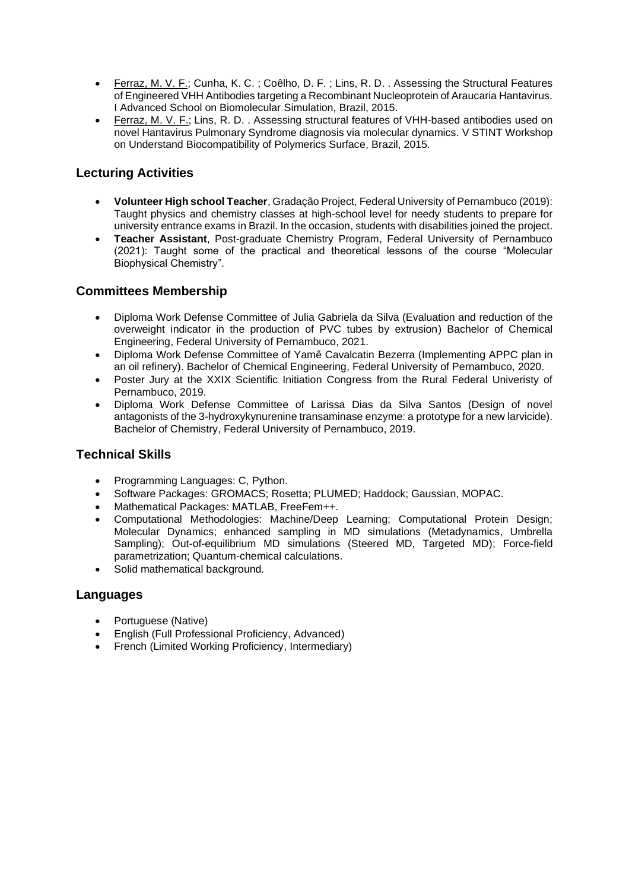- Ferraz, M. V. F.; Cunha, K. C. ; Coêlho, D. F. ; Lins, R. D. . Assessing the Structural Features of Engineered VHH Antibodies targeting a Recombinant Nucleoprotein of Araucaria Hantavirus. I Advanced School on Biomolecular Simulation, Brazil, 2015.
- Ferraz, M. V. F.; Lins, R. D. . Assessing structural features of VHH-based antibodies used on novel Hantavirus Pulmonary Syndrome diagnosis via molecular dynamics. V STINT Workshop on Understand Biocompatibility of Polymerics Surface, Brazil, 2015.

## Lecturing Activities

- **Volunteer High school Teacher**, Gradação Project, Federal University of Pernambuco (2019): Taught physics and chemistry classes at high-school level for needy students to prepare for university entrance exams in Brazil. In the occasion, students with disabilities joined the project.
- **Teacher Assistant**, Post-graduate Chemistry Program, Federal University of Pernambuco (2021): Taught some of the practical and theoretical lessons of the course "Molecular Biophysical Chemistry".

## Committees Membership

- Diploma Work Defense Committee of Julia Gabriela da Silva (Evaluation and reduction of the overweight indicator in the production of PVC tubes by extrusion) Bachelor of Chemical Engineering, Federal University of Pernambuco, 2021.
- Diploma Work Defense Committee of Yamê Cavalcatin Bezerra (Implementing APPC plan in an oil refinery). Bachelor of Chemical Engineering, Federal University of Pernambuco, 2020.
- Poster Jury at the XXIX Scientific Initiation Congress from the Rural Federal Univeristy of Pernambuco, 2019.
- Diploma Work Defense Committee of Larissa Dias da Silva Santos (Design of novel antagonists of the 3-hydroxykynurenine transaminase enzyme: a prototype for a new larvicide). Bachelor of Chemistry, Federal University of Pernambuco, 2019.

## Technical Skills

- Programming Languages: C, Python.
- Software Packages: GROMACS; Rosetta; PLUMED; Haddock; Gaussian, MOPAC.
- Mathematical Packages: MATLAB, FreeFem++.
- Computational Methodologies: Machine/Deep Learning; Computational Protein Design; Molecular Dynamics; enhanced sampling in MD simulations (Metadynamics, Umbrella Sampling); Out-of-equilibrium MD simulations (Steered MD, Targeted MD); Force-field parametrization; Quantum-chemical calculations.
- Solid mathematical background.

## Languages

- Portuguese (Native)
- English (Full Professional Proficiency, Advanced)
- French (Limited Working Proficiency, Intermediary)